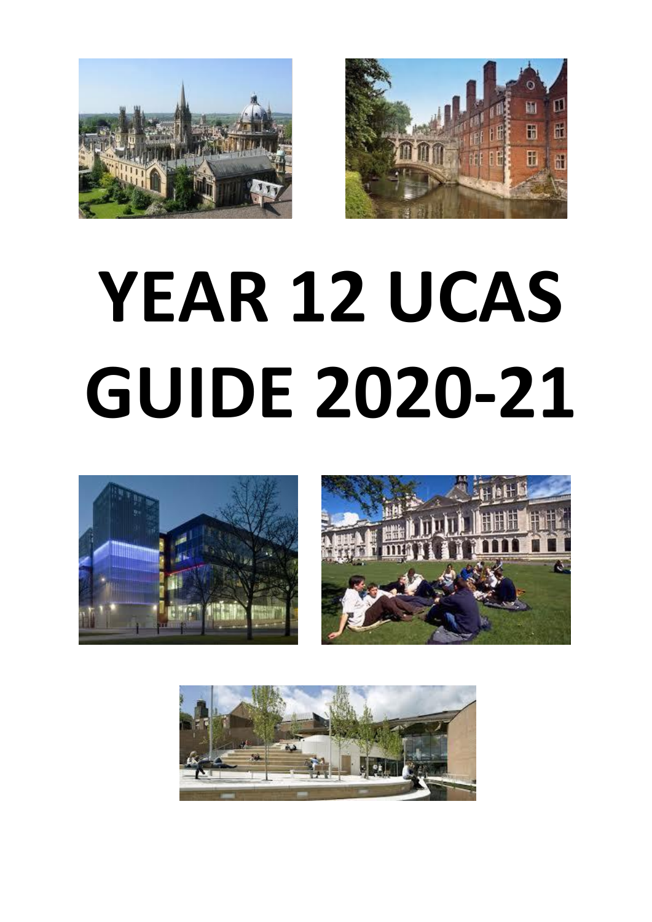# YEAR 12 UCAS GUIDE 2020-21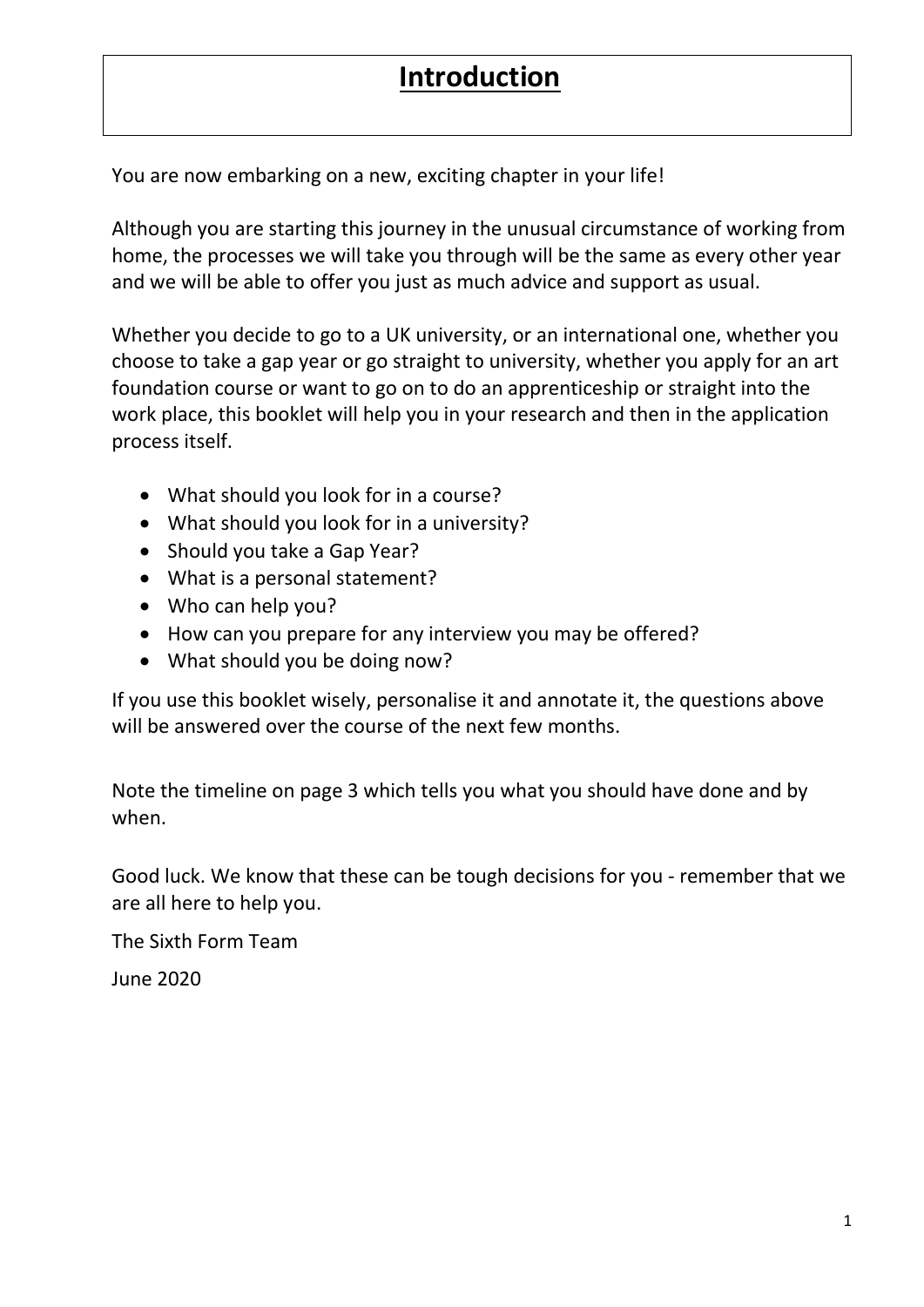# Introduction

You are now embarking on a new, exciting chapter in your life!

Although you are starting this journey in the unusual circumstance of working from home, the processes we will take you through will be the same as every other year and we will be able to offer you just as much advice and support as usual.

Whether you decide to go to a UK university, or an international one, whether you choose to take a gap year or go straight to university, whether you apply for an art foundation course or want to go on to do an apprenticeship or straight into the work place, this booklet will help you in your research and then in the application process itself.

- What should you look for in a course?
- What should you look for in a university?
- Should you take a Gap Year?
- What is a personal statement?
- Who can help you?
- How can you prepare for any interview you may be offered?
- What should you be doing now?

If you use this booklet wisely, personalise it and annotate it, the questions above will be answered over the course of the next few months.

Note the timeline on page 3 which tells you what you should have done and by when.

Good luck. We know that these can be tough decisions for you - remember that we are all here to help you.

The Sixth Form Team

June 2020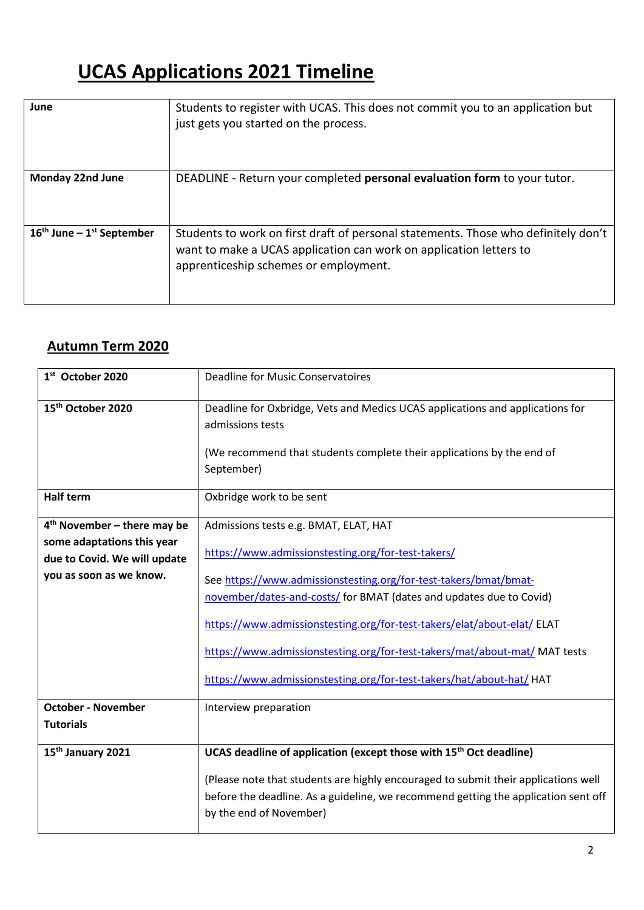# UCAS Applications 2021 Timeline

| | |
|---|---|
| **June** | Students to register with UCAS. This does not commit you to an application but just gets you started on the process. |
| **Monday 22nd June** | DEADLINE - Return your completed **personal evaluation form** to your tutor. |
| **16th June – 1st September** | Students to work on first draft of personal statements. Those who definitely don't want to make a UCAS application can work on application letters to apprenticeship schemes or employment. |

## Autumn Term 2020

| | |
|---|---|
| **1st October 2020** | Deadline for Music Conservatoires |
| **15th October 2020** | Deadline for Oxbridge, Vets and Medics UCAS applications and applications for admissions tests<br><br>(We recommend that students complete their applications by the end of September) |
| **Half term** | Oxbridge work to be sent |
| **4th November – there may be some adaptations this year due to Covid. We will update you as soon as we know.** | Admissions tests e.g. BMAT, ELAT, HAT<br><br>https://www.admissionstesting.org/for-test-takers/<br><br>See https://www.admissionstesting.org/for-test-takers/bmat/bmat-november/dates-and-costs/ for BMAT (dates and updates due to Covid)<br><br>https://www.admissionstesting.org/for-test-takers/elat/about-elat/ ELAT<br><br>https://www.admissionstesting.org/for-test-takers/mat/about-mat/ MAT tests<br><br>https://www.admissionstesting.org/for-test-takers/hat/about-hat/ HAT |
| **October - November Tutorials** | Interview preparation |
| **15th January 2021** | **UCAS deadline of application (except those with 15th Oct deadline)**<br><br>(Please note that students are highly encouraged to submit their applications well before the deadline. As a guideline, we recommend getting the application sent off by the end of November) |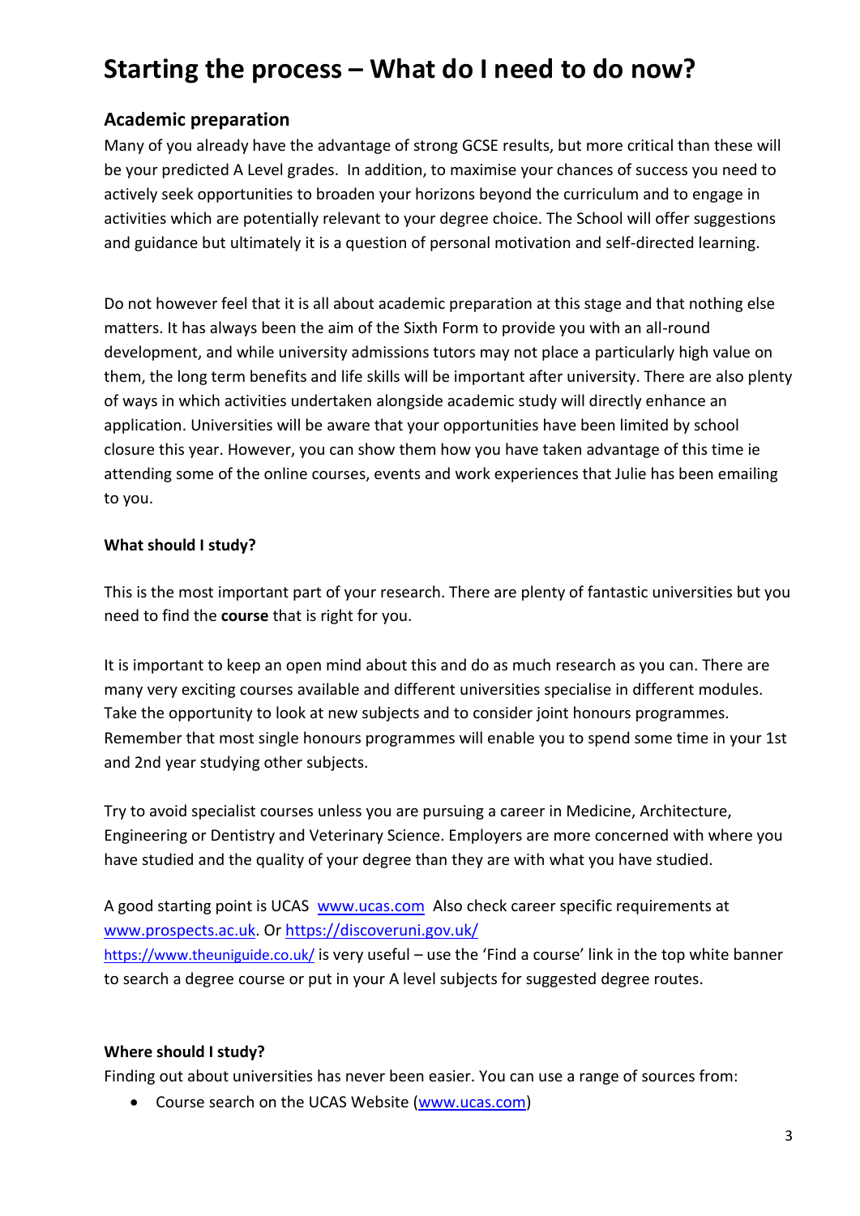# Starting the process – What do I need to do now?

## Academic preparation

Many of you already have the advantage of strong GCSE results, but more critical than these will be your predicted A Level grades. In addition, to maximise your chances of success you need to actively seek opportunities to broaden your horizons beyond the curriculum and to engage in activities which are potentially relevant to your degree choice. The School will offer suggestions and guidance but ultimately it is a question of personal motivation and self-directed learning.

Do not however feel that it is all about academic preparation at this stage and that nothing else matters. It has always been the aim of the Sixth Form to provide you with an all-round development, and while university admissions tutors may not place a particularly high value on them, the long term benefits and life skills will be important after university. There are also plenty of ways in which activities undertaken alongside academic study will directly enhance an application. Universities will be aware that your opportunities have been limited by school closure this year. However, you can show them how you have taken advantage of this time ie attending some of the online courses, events and work experiences that Julie has been emailing to you.

**What should I study?**

This is the most important part of your research. There are plenty of fantastic universities but you need to find the **course** that is right for you.

It is important to keep an open mind about this and do as much research as you can. There are many very exciting courses available and different universities specialise in different modules. Take the opportunity to look at new subjects and to consider joint honours programmes. Remember that most single honours programmes will enable you to spend some time in your 1st and 2nd year studying other subjects.

Try to avoid specialist courses unless you are pursuing a career in Medicine, Architecture, Engineering or Dentistry and Veterinary Science. Employers are more concerned with where you have studied and the quality of your degree than they are with what you have studied.

A good starting point is UCAS www.ucas.com Also check career specific requirements at www.prospects.ac.uk. Or https://discoveruni.gov.uk/
https://www.theuniguide.co.uk/ is very useful – use the 'Find a course' link in the top white banner to search a degree course or put in your A level subjects for suggested degree routes.

**Where should I study?**

Finding out about universities has never been easier. You can use a range of sources from:

- Course search on the UCAS Website (www.ucas.com)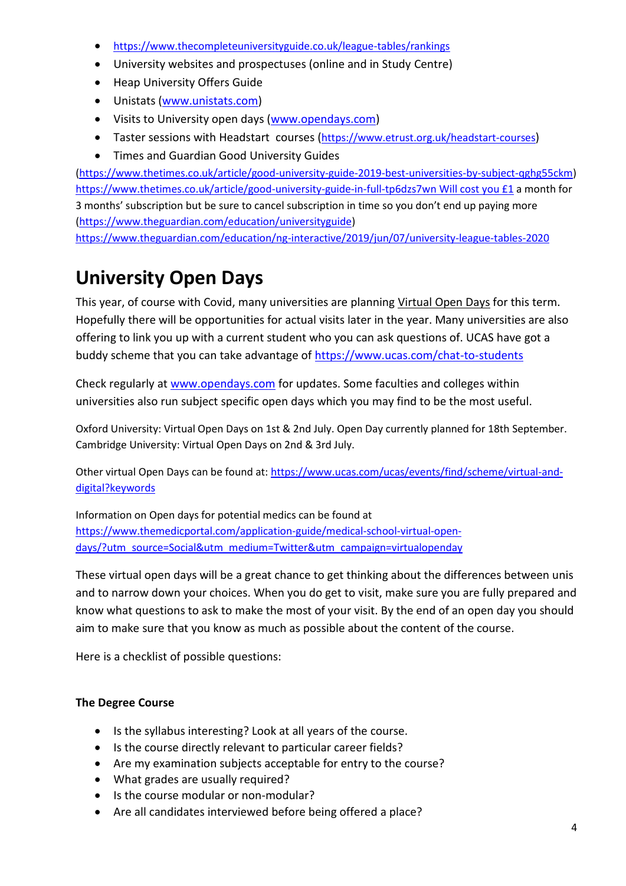- https://www.thecompleteuniversityguide.co.uk/league-tables/rankings
- University websites and prospectuses (online and in Study Centre)
- Heap University Offers Guide
- Unistats (www.unistats.com)
- Visits to University open days (www.opendays.com)
- Taster sessions with Headstart courses (https://www.etrust.org.uk/headstart-courses)
- Times and Guardian Good University Guides

(https://www.thetimes.co.uk/article/good-university-guide-2019-best-universities-by-subject-qghg55ckm) https://www.thetimes.co.uk/article/good-university-guide-in-full-tp6dzs7wn Will cost you £1 a month for 3 months' subscription but be sure to cancel subscription in time so you don't end up paying more (https://www.theguardian.com/education/universityguide) https://www.theguardian.com/education/ng-interactive/2019/jun/07/university-league-tables-2020

# University Open Days

This year, of course with Covid, many universities are planning Virtual Open Days for this term. Hopefully there will be opportunities for actual visits later in the year. Many universities are also offering to link you up with a current student who you can ask questions of. UCAS have got a buddy scheme that you can take advantage of https://www.ucas.com/chat-to-students

Check regularly at www.opendays.com for updates. Some faculties and colleges within universities also run subject specific open days which you may find to be the most useful.

Oxford University: Virtual Open Days on 1st & 2nd July. Open Day currently planned for 18th September.
Cambridge University: Virtual Open Days on 2nd & 3rd July.

Other virtual Open Days can be found at: https://www.ucas.com/ucas/events/find/scheme/virtual-and-digital?keywords

Information on Open days for potential medics can be found at https://www.themedicportal.com/application-guide/medical-school-virtual-open-days/?utm_source=Social&utm_medium=Twitter&utm_campaign=virtualopenday

These virtual open days will be a great chance to get thinking about the differences between unis and to narrow down your choices. When you do get to visit, make sure you are fully prepared and know what questions to ask to make the most of your visit. By the end of an open day you should aim to make sure that you know as much as possible about the content of the course.

Here is a checklist of possible questions:

**The Degree Course**

- Is the syllabus interesting? Look at all years of the course.
- Is the course directly relevant to particular career fields?
- Are my examination subjects acceptable for entry to the course?
- What grades are usually required?
- Is the course modular or non-modular?
- Are all candidates interviewed before being offered a place?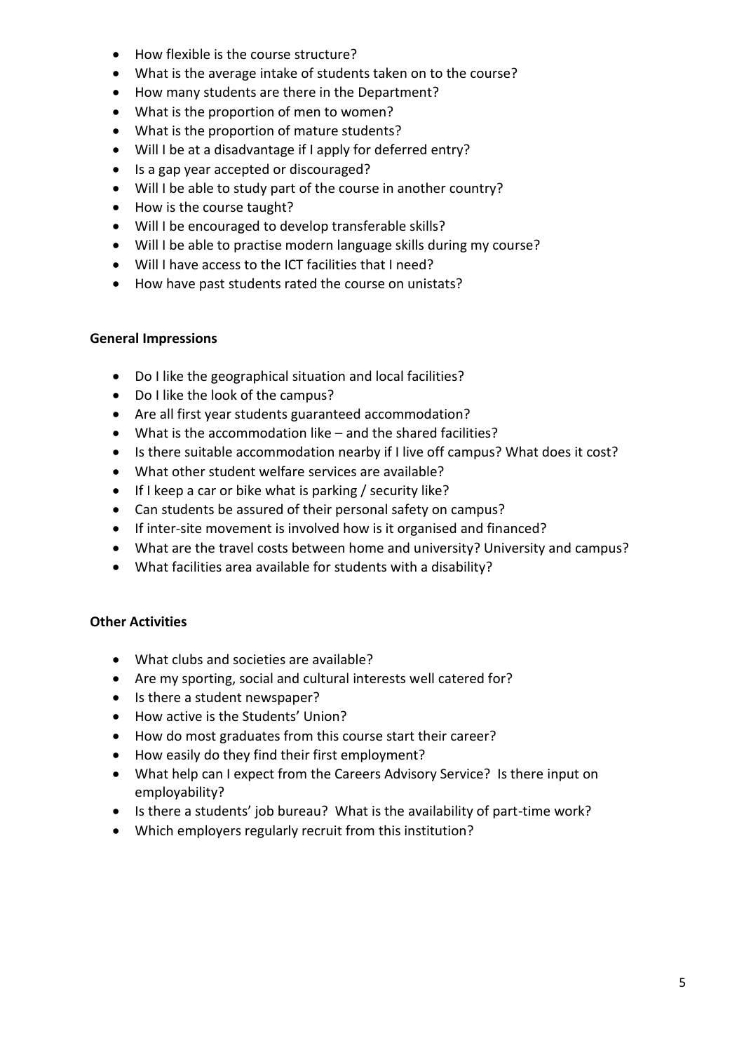- How flexible is the course structure?
- What is the average intake of students taken on to the course?
- How many students are there in the Department?
- What is the proportion of men to women?
- What is the proportion of mature students?
- Will I be at a disadvantage if I apply for deferred entry?
- Is a gap year accepted or discouraged?
- Will I be able to study part of the course in another country?
- How is the course taught?
- Will I be encouraged to develop transferable skills?
- Will I be able to practise modern language skills during my course?
- Will I have access to the ICT facilities that I need?
- How have past students rated the course on unistats?

**General Impressions**

- Do I like the geographical situation and local facilities?
- Do I like the look of the campus?
- Are all first year students guaranteed accommodation?
- What is the accommodation like – and the shared facilities?
- Is there suitable accommodation nearby if I live off campus? What does it cost?
- What other student welfare services are available?
- If I keep a car or bike what is parking / security like?
- Can students be assured of their personal safety on campus?
- If inter-site movement is involved how is it organised and financed?
- What are the travel costs between home and university? University and campus?
- What facilities area available for students with a disability?

**Other Activities**

- What clubs and societies are available?
- Are my sporting, social and cultural interests well catered for?
- Is there a student newspaper?
- How active is the Students' Union?
- How do most graduates from this course start their career?
- How easily do they find their first employment?
- What help can I expect from the Careers Advisory Service? Is there input on employability?
- Is there a students' job bureau? What is the availability of part-time work?
- Which employers regularly recruit from this institution?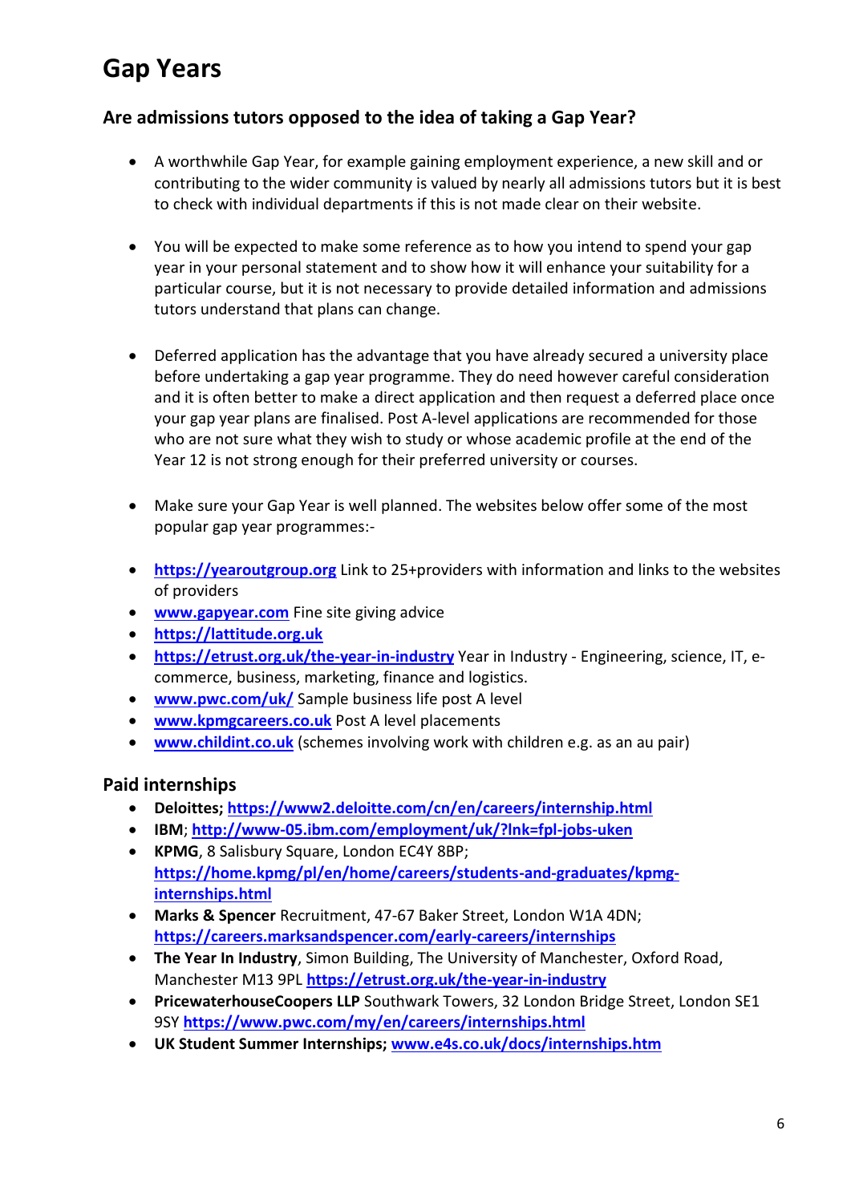# Gap Years

### Are admissions tutors opposed to the idea of taking a Gap Year?

- A worthwhile Gap Year, for example gaining employment experience, a new skill and or contributing to the wider community is valued by nearly all admissions tutors but it is best to check with individual departments if this is not made clear on their website.

- You will be expected to make some reference as to how you intend to spend your gap year in your personal statement and to show how it will enhance your suitability for a particular course, but it is not necessary to provide detailed information and admissions tutors understand that plans can change.

- Deferred application has the advantage that you have already secured a university place before undertaking a gap year programme. They do need however careful consideration and it is often better to make a direct application and then request a deferred place once your gap year plans are finalised. Post A-level applications are recommended for those who are not sure what they wish to study or whose academic profile at the end of the Year 12 is not strong enough for their preferred university or courses.

- Make sure your Gap Year is well planned. The websites below offer some of the most popular gap year programmes:-

- **https://yearoutgroup.org** Link to 25+providers with information and links to the websites of providers
- **www.gapyear.com** Fine site giving advice
- **https://lattitude.org.uk**
- **https://etrust.org.uk/the-year-in-industry** Year in Industry - Engineering, science, IT, e-commerce, business, marketing, finance and logistics.
- **www.pwc.com/uk/** Sample business life post A level
- **www.kpmgcareers.co.uk** Post A level placements
- **www.childint.co.uk** (schemes involving work with children e.g. as an au pair)

### Paid internships

- **Deloittes; https://www2.deloitte.com/cn/en/careers/internship.html**
- **IBM**; **http://www-05.ibm.com/employment/uk/?lnk=fpl-jobs-uken**
- **KPMG**, 8 Salisbury Square, London EC4Y 8BP; **https://home.kpmg/pl/en/home/careers/students-and-graduates/kpmg-internships.html**
- **Marks & Spencer** Recruitment, 47-67 Baker Street, London W1A 4DN; **https://careers.marksandspencer.com/early-careers/internships**
- **The Year In Industry**, Simon Building, The University of Manchester, Oxford Road, Manchester M13 9PL **https://etrust.org.uk/the-year-in-industry**
- **PricewaterhouseCoopers LLP** Southwark Towers, 32 London Bridge Street, London SE1 9SY **https://www.pwc.com/my/en/careers/internships.html**
- **UK Student Summer Internships; www.e4s.co.uk/docs/internships.htm**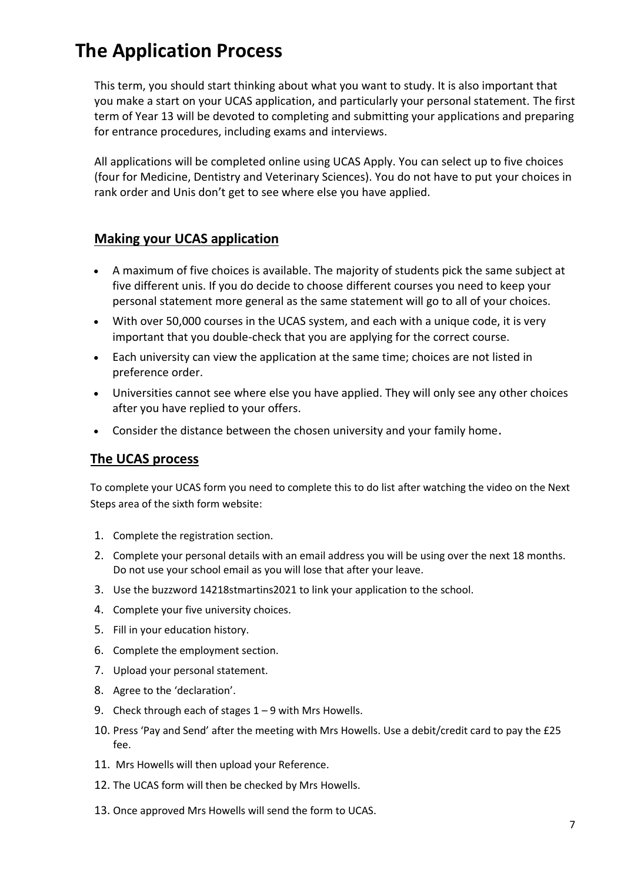# The Application Process

This term, you should start thinking about what you want to study. It is also important that you make a start on your UCAS application, and particularly your personal statement. The first term of Year 13 will be devoted to completing and submitting your applications and preparing for entrance procedures, including exams and interviews.

All applications will be completed online using UCAS Apply. You can select up to five choices (four for Medicine, Dentistry and Veterinary Sciences). You do not have to put your choices in rank order and Unis don't get to see where else you have applied.

## Making your UCAS application

- A maximum of five choices is available. The majority of students pick the same subject at five different unis. If you do decide to choose different courses you need to keep your personal statement more general as the same statement will go to all of your choices.
- With over 50,000 courses in the UCAS system, and each with a unique code, it is very important that you double-check that you are applying for the correct course.
- Each university can view the application at the same time; choices are not listed in preference order.
- Universities cannot see where else you have applied. They will only see any other choices after you have replied to your offers.
- Consider the distance between the chosen university and your family home.

## The UCAS process

To complete your UCAS form you need to complete this to do list after watching the video on the Next Steps area of the sixth form website:

1. Complete the registration section.
2. Complete your personal details with an email address you will be using over the next 18 months. Do not use your school email as you will lose that after your leave.
3. Use the buzzword 14218stmartins2021 to link your application to the school.
4. Complete your five university choices.
5. Fill in your education history.
6. Complete the employment section.
7. Upload your personal statement.
8. Agree to the 'declaration'.
9. Check through each of stages 1 – 9 with Mrs Howells.
10. Press 'Pay and Send' after the meeting with Mrs Howells. Use a debit/credit card to pay the £25 fee.
11. Mrs Howells will then upload your Reference.
12. The UCAS form will then be checked by Mrs Howells.
13. Once approved Mrs Howells will send the form to UCAS.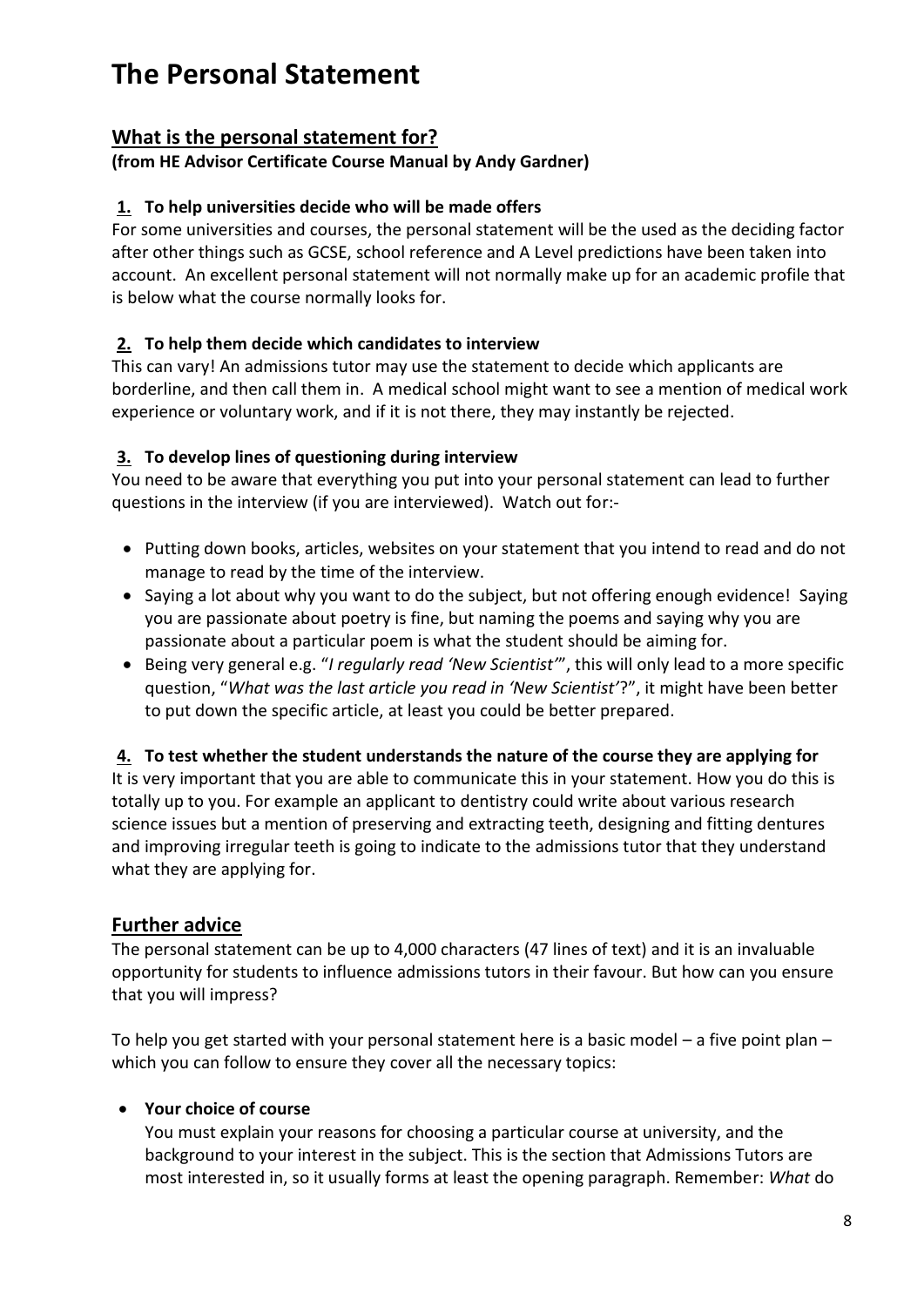# The Personal Statement

## What is the personal statement for?

**(from HE Advisor Certificate Course Manual by Andy Gardner)**

**1. To help universities decide who will be made offers**

For some universities and courses, the personal statement will be the used as the deciding factor after other things such as GCSE, school reference and A Level predictions have been taken into account. An excellent personal statement will not normally make up for an academic profile that is below what the course normally looks for.

**2. To help them decide which candidates to interview**

This can vary! An admissions tutor may use the statement to decide which applicants are borderline, and then call them in. A medical school might want to see a mention of medical work experience or voluntary work, and if it is not there, they may instantly be rejected.

**3. To develop lines of questioning during interview**

You need to be aware that everything you put into your personal statement can lead to further questions in the interview (if you are interviewed). Watch out for:-

- Putting down books, articles, websites on your statement that you intend to read and do not manage to read by the time of the interview.
- Saying a lot about why you want to do the subject, but not offering enough evidence! Saying you are passionate about poetry is fine, but naming the poems and saying why you are passionate about a particular poem is what the student should be aiming for.
- Being very general e.g. "*I regularly read 'New Scientist'*", this will only lead to a more specific question, "*What was the last article you read in 'New Scientist'*?", it might have been better to put down the specific article, at least you could be better prepared.

**4. To test whether the student understands the nature of the course they are applying for**

It is very important that you are able to communicate this in your statement. How you do this is totally up to you. For example an applicant to dentistry could write about various research science issues but a mention of preserving and extracting teeth, designing and fitting dentures and improving irregular teeth is going to indicate to the admissions tutor that they understand what they are applying for.

## Further advice

The personal statement can be up to 4,000 characters (47 lines of text) and it is an invaluable opportunity for students to influence admissions tutors in their favour. But how can you ensure that you will impress?

To help you get started with your personal statement here is a basic model – a five point plan – which you can follow to ensure they cover all the necessary topics:

- **Your choice of course**

  You must explain your reasons for choosing a particular course at university, and the background to your interest in the subject. This is the section that Admissions Tutors are most interested in, so it usually forms at least the opening paragraph. Remember: *What* do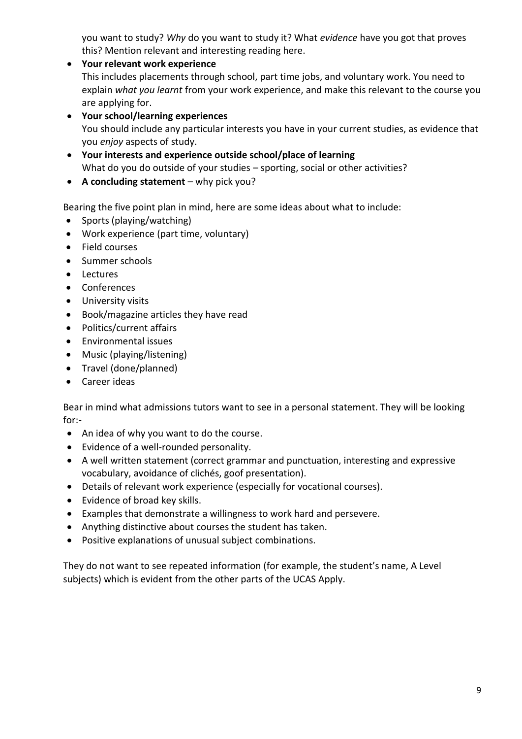you want to study? *Why* do you want to study it? What *evidence* have you got that proves this? Mention relevant and interesting reading here.

- **Your relevant work experience**
  This includes placements through school, part time jobs, and voluntary work. You need to explain *what you learnt* from your work experience, and make this relevant to the course you are applying for.
- **Your school/learning experiences**
  You should include any particular interests you have in your current studies, as evidence that you *enjoy* aspects of study.
- **Your interests and experience outside school/place of learning**
  What do you do outside of your studies – sporting, social or other activities?
- **A concluding statement** – why pick you?

Bearing the five point plan in mind, here are some ideas about what to include:

- Sports (playing/watching)
- Work experience (part time, voluntary)
- Field courses
- Summer schools
- Lectures
- Conferences
- University visits
- Book/magazine articles they have read
- Politics/current affairs
- Environmental issues
- Music (playing/listening)
- Travel (done/planned)
- Career ideas

Bear in mind what admissions tutors want to see in a personal statement. They will be looking for:-

- An idea of why you want to do the course.
- Evidence of a well-rounded personality.
- A well written statement (correct grammar and punctuation, interesting and expressive vocabulary, avoidance of clichés, goof presentation).
- Details of relevant work experience (especially for vocational courses).
- Evidence of broad key skills.
- Examples that demonstrate a willingness to work hard and persevere.
- Anything distinctive about courses the student has taken.
- Positive explanations of unusual subject combinations.

They do not want to see repeated information (for example, the student's name, A Level subjects) which is evident from the other parts of the UCAS Apply.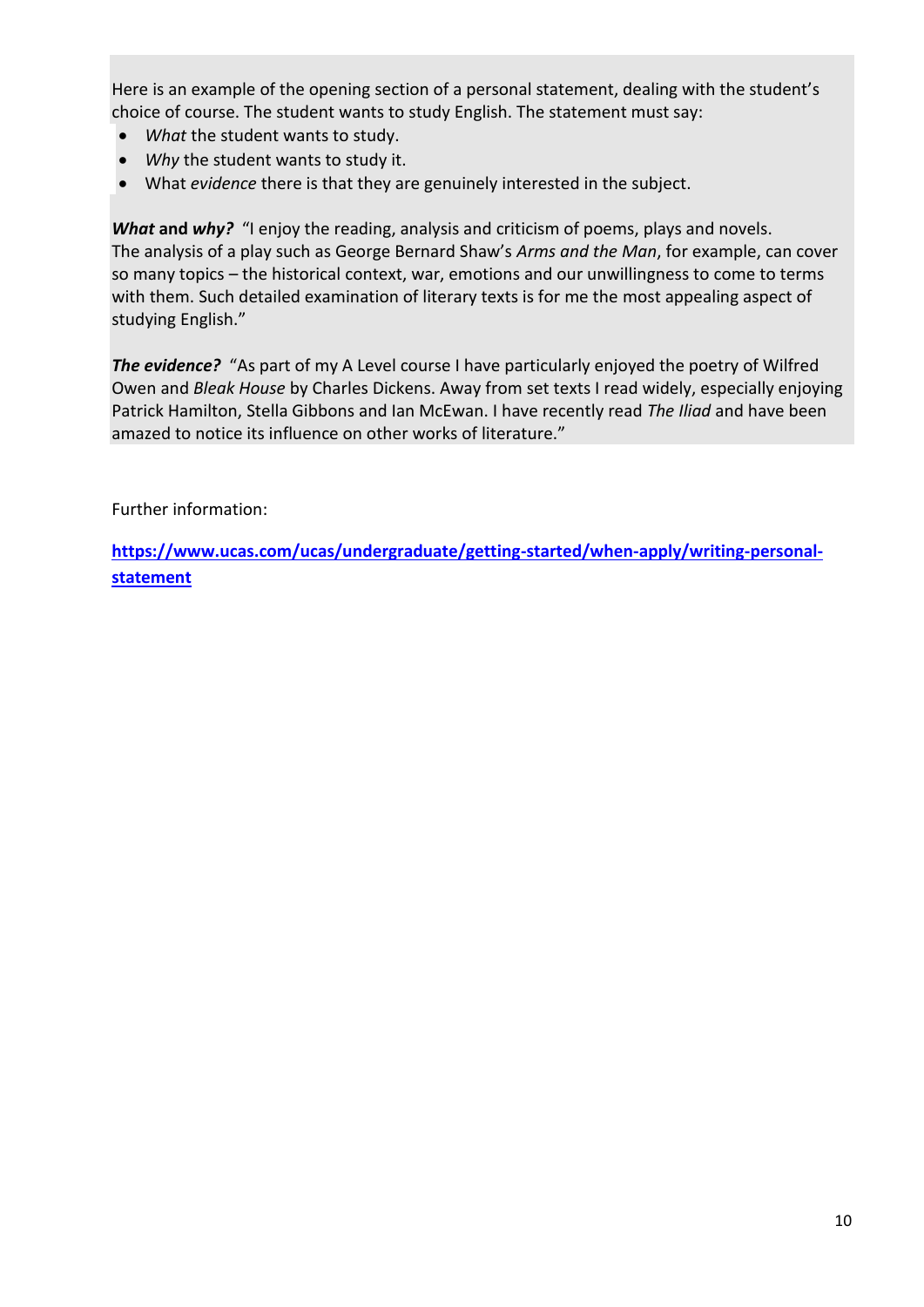Here is an example of the opening section of a personal statement, dealing with the student's choice of course. The student wants to study English. The statement must say:

- *What* the student wants to study.
- *Why* the student wants to study it.
- What *evidence* there is that they are genuinely interested in the subject.

***What* and *why?*** "I enjoy the reading, analysis and criticism of poems, plays and novels. The analysis of a play such as George Bernard Shaw's *Arms and the Man*, for example, can cover so many topics – the historical context, war, emotions and our unwillingness to come to terms with them. Such detailed examination of literary texts is for me the most appealing aspect of studying English."

***The evidence?*** "As part of my A Level course I have particularly enjoyed the poetry of Wilfred Owen and *Bleak House* by Charles Dickens. Away from set texts I read widely, especially enjoying Patrick Hamilton, Stella Gibbons and Ian McEwan. I have recently read *The Iliad* and have been amazed to notice its influence on other works of literature."

Further information:

**https://www.ucas.com/ucas/undergraduate/getting-started/when-apply/writing-personal-statement**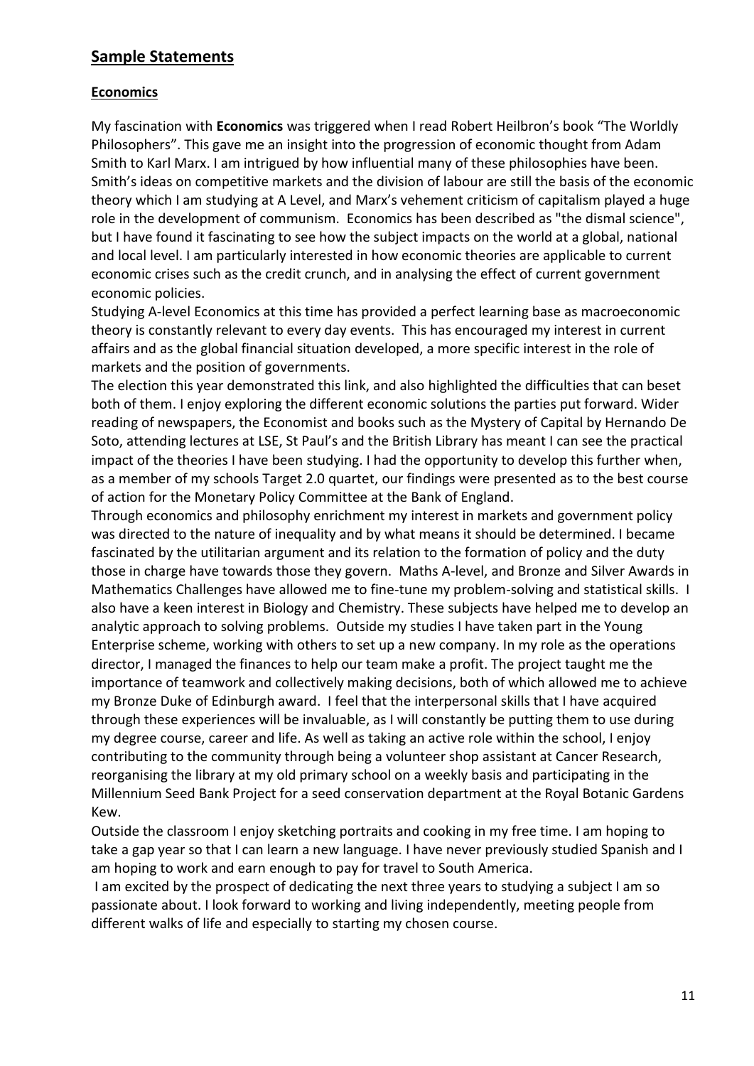## Sample Statements

### Economics

My fascination with **Economics** was triggered when I read Robert Heilbron's book "The Worldly Philosophers". This gave me an insight into the progression of economic thought from Adam Smith to Karl Marx. I am intrigued by how influential many of these philosophies have been. Smith's ideas on competitive markets and the division of labour are still the basis of the economic theory which I am studying at A Level, and Marx's vehement criticism of capitalism played a huge role in the development of communism. Economics has been described as "the dismal science", but I have found it fascinating to see how the subject impacts on the world at a global, national and local level. I am particularly interested in how economic theories are applicable to current economic crises such as the credit crunch, and in analysing the effect of current government economic policies.

Studying A-level Economics at this time has provided a perfect learning base as macroeconomic theory is constantly relevant to every day events. This has encouraged my interest in current affairs and as the global financial situation developed, a more specific interest in the role of markets and the position of governments.

The election this year demonstrated this link, and also highlighted the difficulties that can beset both of them. I enjoy exploring the different economic solutions the parties put forward. Wider reading of newspapers, the Economist and books such as the Mystery of Capital by Hernando De Soto, attending lectures at LSE, St Paul's and the British Library has meant I can see the practical impact of the theories I have been studying. I had the opportunity to develop this further when, as a member of my schools Target 2.0 quartet, our findings were presented as to the best course of action for the Monetary Policy Committee at the Bank of England.

Through economics and philosophy enrichment my interest in markets and government policy was directed to the nature of inequality and by what means it should be determined. I became fascinated by the utilitarian argument and its relation to the formation of policy and the duty those in charge have towards those they govern. Maths A-level, and Bronze and Silver Awards in Mathematics Challenges have allowed me to fine-tune my problem-solving and statistical skills. I also have a keen interest in Biology and Chemistry. These subjects have helped me to develop an analytic approach to solving problems. Outside my studies I have taken part in the Young Enterprise scheme, working with others to set up a new company. In my role as the operations director, I managed the finances to help our team make a profit. The project taught me the importance of teamwork and collectively making decisions, both of which allowed me to achieve my Bronze Duke of Edinburgh award. I feel that the interpersonal skills that I have acquired through these experiences will be invaluable, as I will constantly be putting them to use during my degree course, career and life. As well as taking an active role within the school, I enjoy contributing to the community through being a volunteer shop assistant at Cancer Research, reorganising the library at my old primary school on a weekly basis and participating in the Millennium Seed Bank Project for a seed conservation department at the Royal Botanic Gardens Kew.

Outside the classroom I enjoy sketching portraits and cooking in my free time. I am hoping to take a gap year so that I can learn a new language. I have never previously studied Spanish and I am hoping to work and earn enough to pay for travel to South America.

I am excited by the prospect of dedicating the next three years to studying a subject I am so passionate about. I look forward to working and living independently, meeting people from different walks of life and especially to starting my chosen course.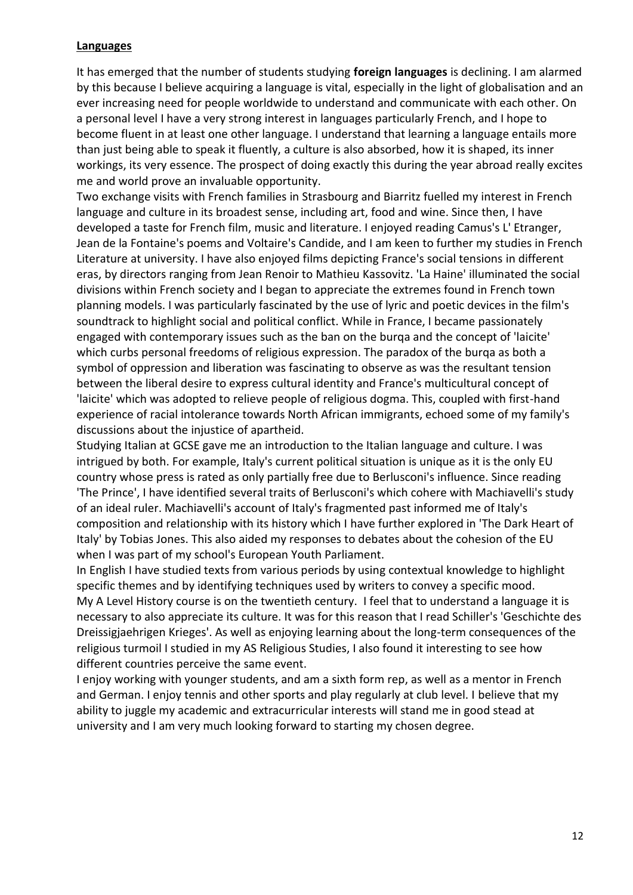**Languages**

It has emerged that the number of students studying **foreign languages** is declining. I am alarmed by this because I believe acquiring a language is vital, especially in the light of globalisation and an ever increasing need for people worldwide to understand and communicate with each other. On a personal level I have a very strong interest in languages particularly French, and I hope to become fluent in at least one other language. I understand that learning a language entails more than just being able to speak it fluently, a culture is also absorbed, how it is shaped, its inner workings, its very essence. The prospect of doing exactly this during the year abroad really excites me and world prove an invaluable opportunity.

Two exchange visits with French families in Strasbourg and Biarritz fuelled my interest in French language and culture in its broadest sense, including art, food and wine. Since then, I have developed a taste for French film, music and literature. I enjoyed reading Camus's L' Etranger, Jean de la Fontaine's poems and Voltaire's Candide, and I am keen to further my studies in French Literature at university. I have also enjoyed films depicting France's social tensions in different eras, by directors ranging from Jean Renoir to Mathieu Kassovitz. 'La Haine' illuminated the social divisions within French society and I began to appreciate the extremes found in French town planning models. I was particularly fascinated by the use of lyric and poetic devices in the film's soundtrack to highlight social and political conflict. While in France, I became passionately engaged with contemporary issues such as the ban on the burqa and the concept of 'laicite' which curbs personal freedoms of religious expression. The paradox of the burqa as both a symbol of oppression and liberation was fascinating to observe as was the resultant tension between the liberal desire to express cultural identity and France's multicultural concept of 'laicite' which was adopted to relieve people of religious dogma. This, coupled with first-hand experience of racial intolerance towards North African immigrants, echoed some of my family's discussions about the injustice of apartheid.

Studying Italian at GCSE gave me an introduction to the Italian language and culture. I was intrigued by both. For example, Italy's current political situation is unique as it is the only EU country whose press is rated as only partially free due to Berlusconi's influence. Since reading 'The Prince', I have identified several traits of Berlusconi's which cohere with Machiavelli's study of an ideal ruler. Machiavelli's account of Italy's fragmented past informed me of Italy's composition and relationship with its history which I have further explored in 'The Dark Heart of Italy' by Tobias Jones. This also aided my responses to debates about the cohesion of the EU when I was part of my school's European Youth Parliament.

In English I have studied texts from various periods by using contextual knowledge to highlight specific themes and by identifying techniques used by writers to convey a specific mood.

My A Level History course is on the twentieth century. I feel that to understand a language it is necessary to also appreciate its culture. It was for this reason that I read Schiller's 'Geschichte des Dreissigjaehrigen Krieges'. As well as enjoying learning about the long-term consequences of the religious turmoil I studied in my AS Religious Studies, I also found it interesting to see how different countries perceive the same event.

I enjoy working with younger students, and am a sixth form rep, as well as a mentor in French and German. I enjoy tennis and other sports and play regularly at club level. I believe that my ability to juggle my academic and extracurricular interests will stand me in good stead at university and I am very much looking forward to starting my chosen degree.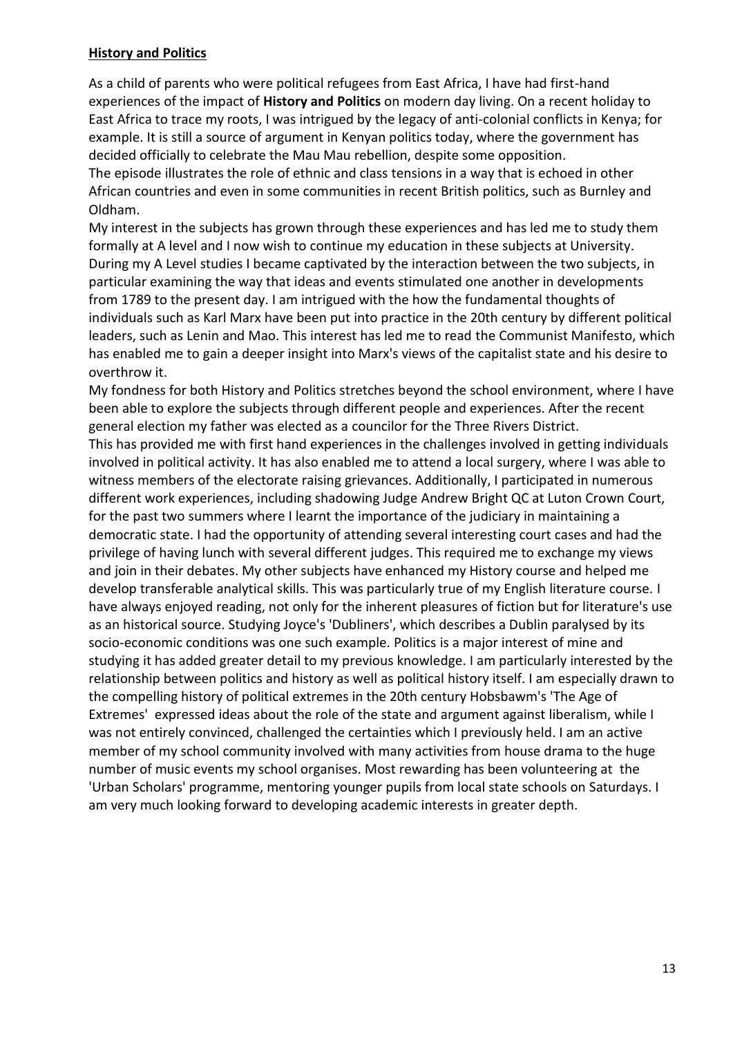**History and Politics**

As a child of parents who were political refugees from East Africa, I have had first-hand experiences of the impact of **History and Politics** on modern day living. On a recent holiday to East Africa to trace my roots, I was intrigued by the legacy of anti-colonial conflicts in Kenya; for example. It is still a source of argument in Kenyan politics today, where the government has decided officially to celebrate the Mau Mau rebellion, despite some opposition.
The episode illustrates the role of ethnic and class tensions in a way that is echoed in other African countries and even in some communities in recent British politics, such as Burnley and Oldham.
My interest in the subjects has grown through these experiences and has led me to study them formally at A level and I now wish to continue my education in these subjects at University. During my A Level studies I became captivated by the interaction between the two subjects, in particular examining the way that ideas and events stimulated one another in developments from 1789 to the present day. I am intrigued with the how the fundamental thoughts of individuals such as Karl Marx have been put into practice in the 20th century by different political leaders, such as Lenin and Mao. This interest has led me to read the Communist Manifesto, which has enabled me to gain a deeper insight into Marx's views of the capitalist state and his desire to overthrow it.
My fondness for both History and Politics stretches beyond the school environment, where I have been able to explore the subjects through different people and experiences. After the recent general election my father was elected as a councilor for the Three Rivers District.
This has provided me with first hand experiences in the challenges involved in getting individuals involved in political activity. It has also enabled me to attend a local surgery, where I was able to witness members of the electorate raising grievances. Additionally, I participated in numerous different work experiences, including shadowing Judge Andrew Bright QC at Luton Crown Court, for the past two summers where I learnt the importance of the judiciary in maintaining a democratic state. I had the opportunity of attending several interesting court cases and had the privilege of having lunch with several different judges. This required me to exchange my views and join in their debates. My other subjects have enhanced my History course and helped me develop transferable analytical skills. This was particularly true of my English literature course. I have always enjoyed reading, not only for the inherent pleasures of fiction but for literature's use as an historical source. Studying Joyce's 'Dubliners', which describes a Dublin paralysed by its socio-economic conditions was one such example. Politics is a major interest of mine and studying it has added greater detail to my previous knowledge. I am particularly interested by the relationship between politics and history as well as political history itself. I am especially drawn to the compelling history of political extremes in the 20th century Hobsbawm's 'The Age of Extremes' expressed ideas about the role of the state and argument against liberalism, while I was not entirely convinced, challenged the certainties which I previously held. I am an active member of my school community involved with many activities from house drama to the huge number of music events my school organises. Most rewarding has been volunteering at the 'Urban Scholars' programme, mentoring younger pupils from local state schools on Saturdays. I am very much looking forward to developing academic interests in greater depth.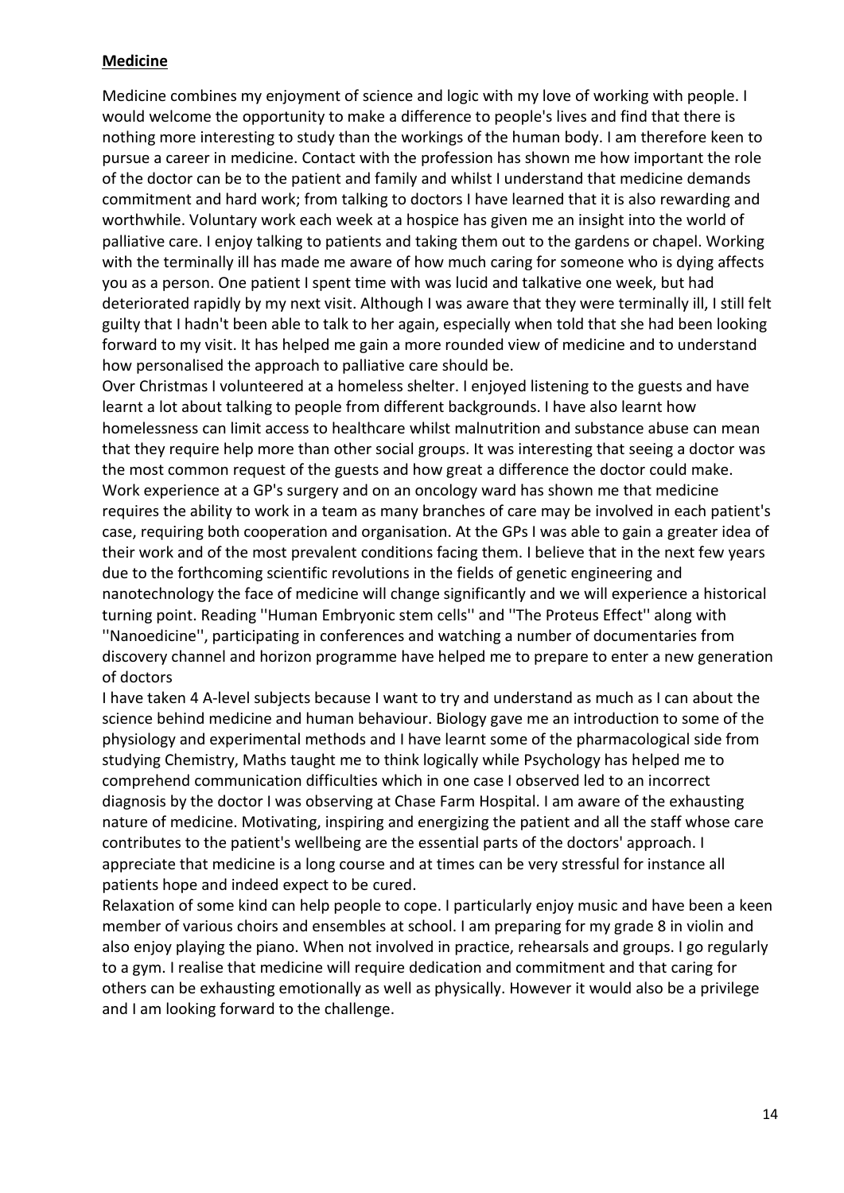**Medicine**

Medicine combines my enjoyment of science and logic with my love of working with people. I would welcome the opportunity to make a difference to people's lives and find that there is nothing more interesting to study than the workings of the human body. I am therefore keen to pursue a career in medicine. Contact with the profession has shown me how important the role of the doctor can be to the patient and family and whilst I understand that medicine demands commitment and hard work; from talking to doctors I have learned that it is also rewarding and worthwhile. Voluntary work each week at a hospice has given me an insight into the world of palliative care. I enjoy talking to patients and taking them out to the gardens or chapel. Working with the terminally ill has made me aware of how much caring for someone who is dying affects you as a person. One patient I spent time with was lucid and talkative one week, but had deteriorated rapidly by my next visit. Although I was aware that they were terminally ill, I still felt guilty that I hadn't been able to talk to her again, especially when told that she had been looking forward to my visit. It has helped me gain a more rounded view of medicine and to understand how personalised the approach to palliative care should be.

Over Christmas I volunteered at a homeless shelter. I enjoyed listening to the guests and have learnt a lot about talking to people from different backgrounds. I have also learnt how homelessness can limit access to healthcare whilst malnutrition and substance abuse can mean that they require help more than other social groups. It was interesting that seeing a doctor was the most common request of the guests and how great a difference the doctor could make.

Work experience at a GP's surgery and on an oncology ward has shown me that medicine requires the ability to work in a team as many branches of care may be involved in each patient's case, requiring both cooperation and organisation. At the GPs I was able to gain a greater idea of their work and of the most prevalent conditions facing them. I believe that in the next few years due to the forthcoming scientific revolutions in the fields of genetic engineering and nanotechnology the face of medicine will change significantly and we will experience a historical turning point. Reading ''Human Embryonic stem cells'' and ''The Proteus Effect'' along with ''Nanoedicine'', participating in conferences and watching a number of documentaries from discovery channel and horizon programme have helped me to prepare to enter a new generation of doctors

I have taken 4 A-level subjects because I want to try and understand as much as I can about the science behind medicine and human behaviour. Biology gave me an introduction to some of the physiology and experimental methods and I have learnt some of the pharmacological side from studying Chemistry, Maths taught me to think logically while Psychology has helped me to comprehend communication difficulties which in one case I observed led to an incorrect diagnosis by the doctor I was observing at Chase Farm Hospital. I am aware of the exhausting nature of medicine. Motivating, inspiring and energizing the patient and all the staff whose care contributes to the patient's wellbeing are the essential parts of the doctors' approach. I appreciate that medicine is a long course and at times can be very stressful for instance all patients hope and indeed expect to be cured.

Relaxation of some kind can help people to cope. I particularly enjoy music and have been a keen member of various choirs and ensembles at school. I am preparing for my grade 8 in violin and also enjoy playing the piano. When not involved in practice, rehearsals and groups. I go regularly to a gym. I realise that medicine will require dedication and commitment and that caring for others can be exhausting emotionally as well as physically. However it would also be a privilege and I am looking forward to the challenge.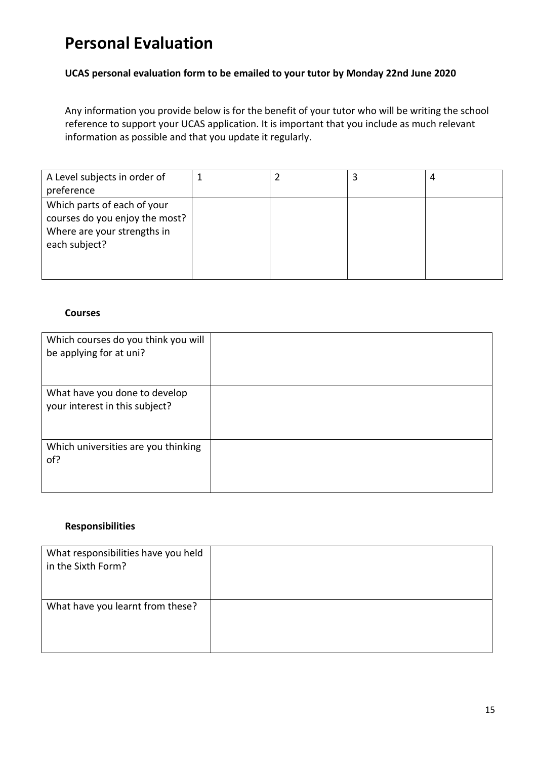# Personal Evaluation

**UCAS personal evaluation form to be emailed to your tutor by Monday 22nd June 2020**

Any information you provide below is for the benefit of your tutor who will be writing the school reference to support your UCAS application. It is important that you include as much relevant information as possible and that you update it regularly.

| A Level subjects in order of preference | 1 | 2 | 3 | 4 |
|---|---|---|---|---|
| Which parts of each of your courses do you enjoy the most? Where are your strengths in each subject? | | | | |

**Courses**

| Which courses do you think you will be applying for at uni? | |
|---|---|
| What have you done to develop your interest in this subject? | |
| Which universities are you thinking of? | |

**Responsibilities**

| What responsibilities have you held in the Sixth Form? | |
|---|---|
| What have you learnt from these? | |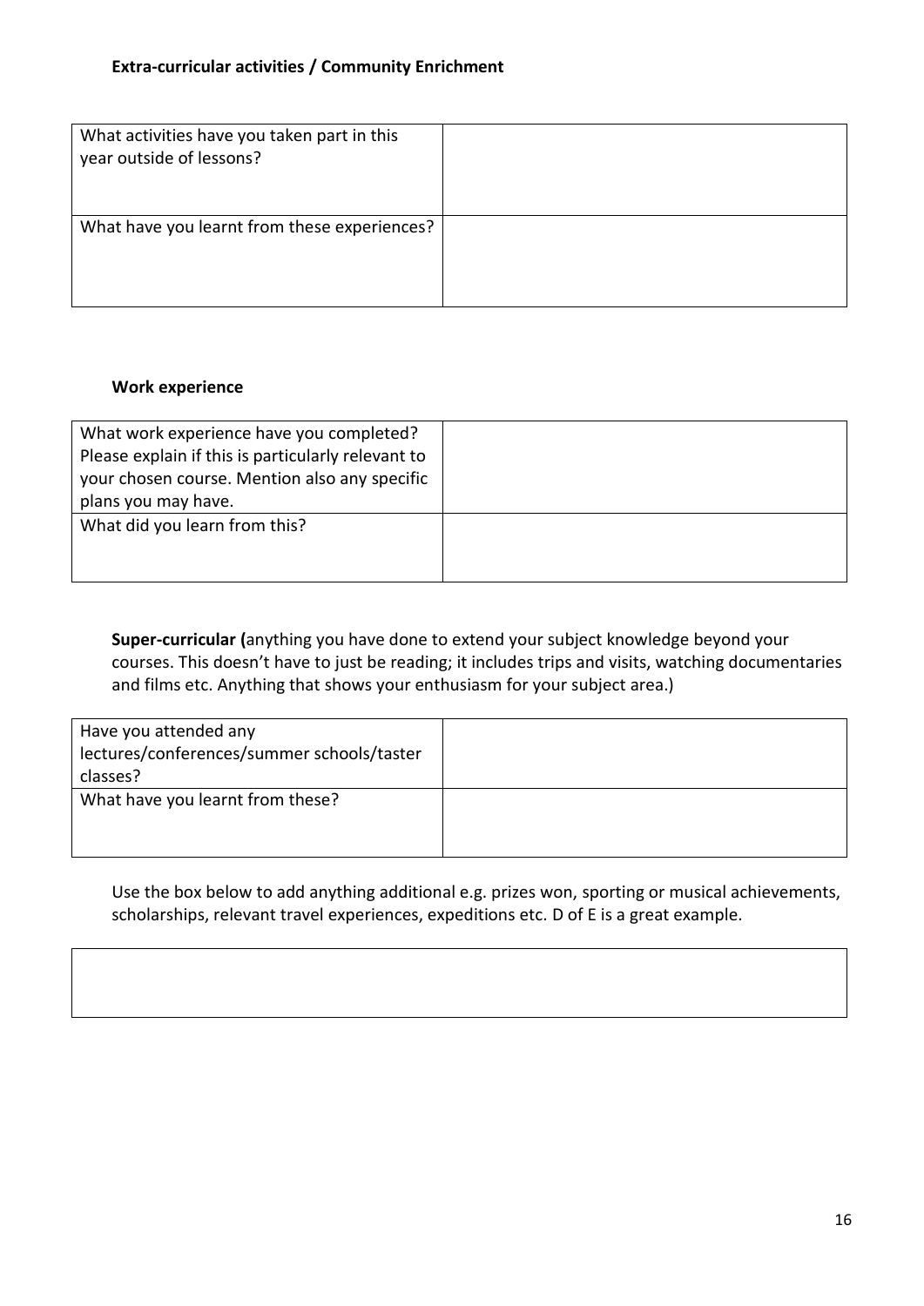**Extra-curricular activities / Community Enrichment**

| | |
|---|---|
| What activities have you taken part in this year outside of lessons? | |
| What have you learnt from these experiences? | |

**Work experience**

| | |
|---|---|
| What work experience have you completed? Please explain if this is particularly relevant to your chosen course. Mention also any specific plans you may have. | |
| What did you learn from this? | |

**Super-curricular (**anything you have done to extend your subject knowledge beyond your courses. This doesn't have to just be reading; it includes trips and visits, watching documentaries and films etc. Anything that shows your enthusiasm for your subject area.)

| | |
|---|---|
| Have you attended any lectures/conferences/summer schools/taster classes? | |
| What have you learnt from these? | |

Use the box below to add anything additional e.g. prizes won, sporting or musical achievements, scholarships, relevant travel experiences, expeditions etc. D of E is a great example.

| |
|---|
| |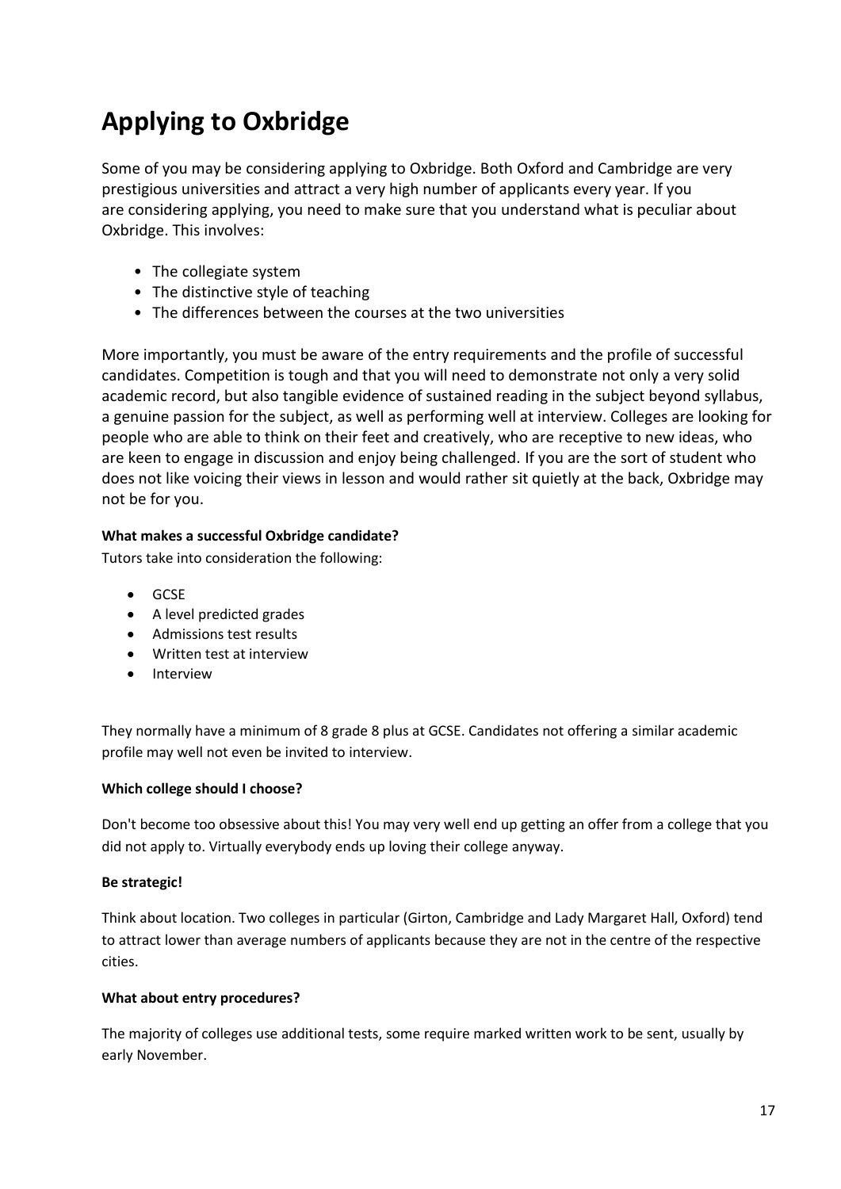# Applying to Oxbridge

Some of you may be considering applying to Oxbridge. Both Oxford and Cambridge are very prestigious universities and attract a very high number of applicants every year. If you are considering applying, you need to make sure that you understand what is peculiar about Oxbridge. This involves:

- The collegiate system
- The distinctive style of teaching
- The differences between the courses at the two universities

More importantly, you must be aware of the entry requirements and the profile of successful candidates. Competition is tough and that you will need to demonstrate not only a very solid academic record, but also tangible evidence of sustained reading in the subject beyond syllabus, a genuine passion for the subject, as well as performing well at interview. Colleges are looking for people who are able to think on their feet and creatively, who are receptive to new ideas, who are keen to engage in discussion and enjoy being challenged. If you are the sort of student who does not like voicing their views in lesson and would rather sit quietly at the back, Oxbridge may not be for you.

**What makes a successful Oxbridge candidate?**

Tutors take into consideration the following:

- GCSE
- A level predicted grades
- Admissions test results
- Written test at interview
- Interview

They normally have a minimum of 8 grade 8 plus at GCSE. Candidates not offering a similar academic profile may well not even be invited to interview.

**Which college should I choose?**

Don't become too obsessive about this! You may very well end up getting an offer from a college that you did not apply to. Virtually everybody ends up loving their college anyway.

**Be strategic!**

Think about location. Two colleges in particular (Girton, Cambridge and Lady Margaret Hall, Oxford) tend to attract lower than average numbers of applicants because they are not in the centre of the respective cities.

**What about entry procedures?**

The majority of colleges use additional tests, some require marked written work to be sent, usually by early November.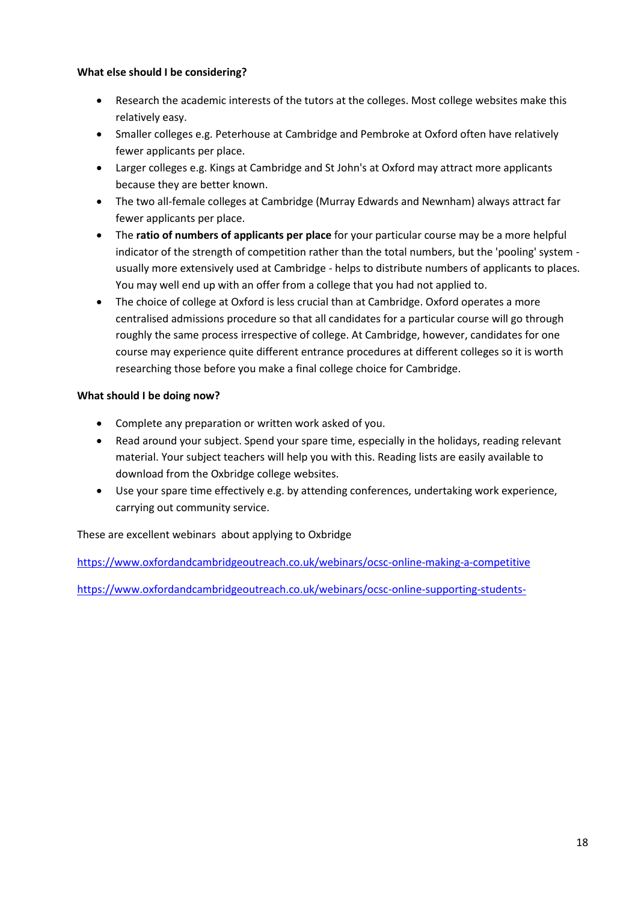**What else should I be considering?**

- Research the academic interests of the tutors at the colleges. Most college websites make this relatively easy.
- Smaller colleges e.g. Peterhouse at Cambridge and Pembroke at Oxford often have relatively fewer applicants per place.
- Larger colleges e.g. Kings at Cambridge and St John's at Oxford may attract more applicants because they are better known.
- The two all-female colleges at Cambridge (Murray Edwards and Newnham) always attract far fewer applicants per place.
- The **ratio of numbers of applicants per place** for your particular course may be a more helpful indicator of the strength of competition rather than the total numbers, but the 'pooling' system - usually more extensively used at Cambridge - helps to distribute numbers of applicants to places. You may well end up with an offer from a college that you had not applied to.
- The choice of college at Oxford is less crucial than at Cambridge. Oxford operates a more centralised admissions procedure so that all candidates for a particular course will go through roughly the same process irrespective of college. At Cambridge, however, candidates for one course may experience quite different entrance procedures at different colleges so it is worth researching those before you make a final college choice for Cambridge.

**What should I be doing now?**

- Complete any preparation or written work asked of you.
- Read around your subject. Spend your spare time, especially in the holidays, reading relevant material. Your subject teachers will help you with this. Reading lists are easily available to download from the Oxbridge college websites.
- Use your spare time effectively e.g. by attending conferences, undertaking work experience, carrying out community service.

These are excellent webinars about applying to Oxbridge

https://www.oxfordandcambridgeoutreach.co.uk/webinars/ocsc-online-making-a-competitive

https://www.oxfordandcambridgeoutreach.co.uk/webinars/ocsc-online-supporting-students-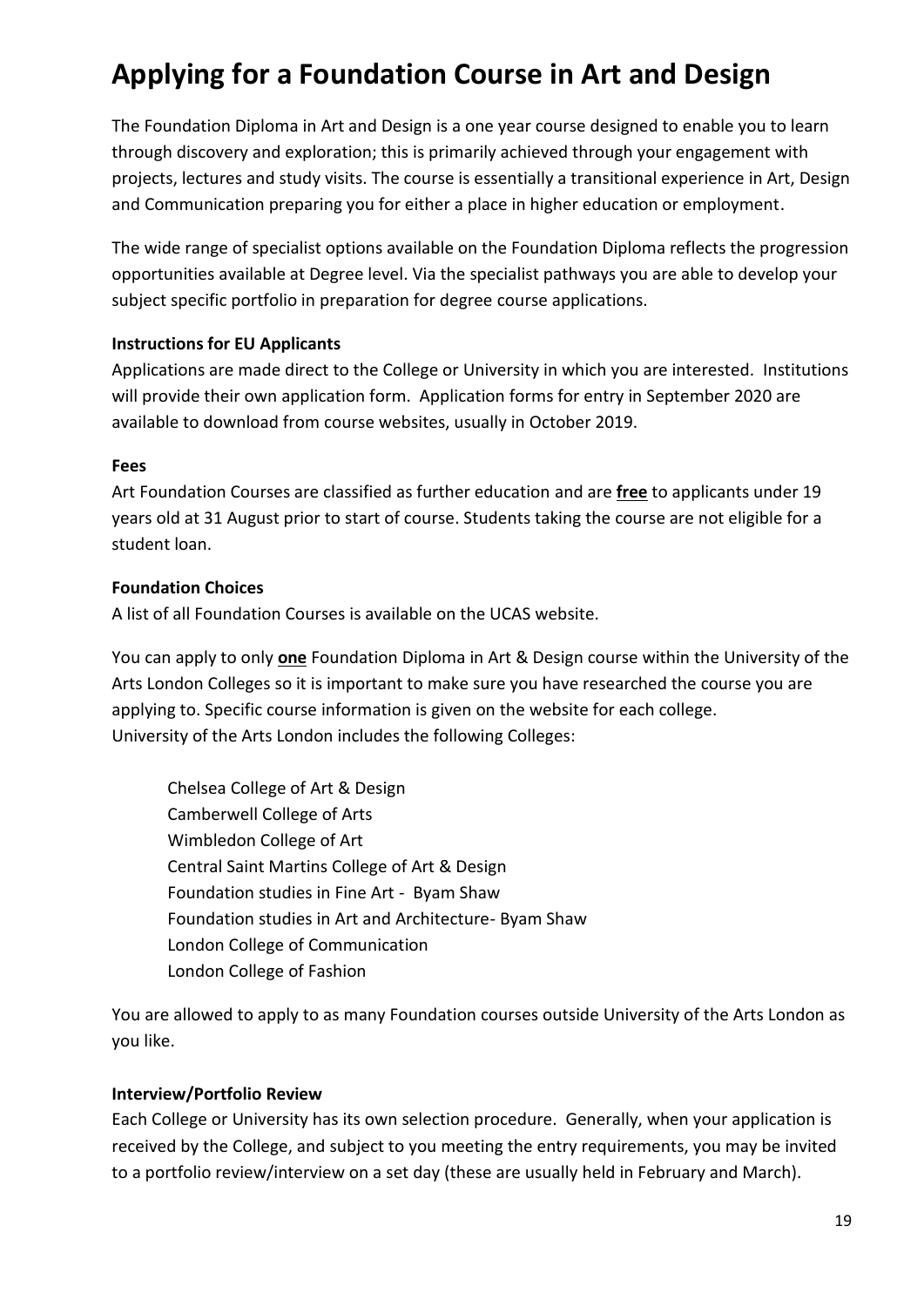# Applying for a Foundation Course in Art and Design

The Foundation Diploma in Art and Design is a one year course designed to enable you to learn through discovery and exploration; this is primarily achieved through your engagement with projects, lectures and study visits. The course is essentially a transitional experience in Art, Design and Communication preparing you for either a place in higher education or employment.

The wide range of specialist options available on the Foundation Diploma reflects the progression opportunities available at Degree level. Via the specialist pathways you are able to develop your subject specific portfolio in preparation for degree course applications.

**Instructions for EU Applicants**
Applications are made direct to the College or University in which you are interested. Institutions will provide their own application form. Application forms for entry in September 2020 are available to download from course websites, usually in October 2019.

**Fees**
Art Foundation Courses are classified as further education and are **free** to applicants under 19 years old at 31 August prior to start of course. Students taking the course are not eligible for a student loan.

**Foundation Choices**
A list of all Foundation Courses is available on the UCAS website.

You can apply to only **one** Foundation Diploma in Art & Design course within the University of the Arts London Colleges so it is important to make sure you have researched the course you are applying to. Specific course information is given on the website for each college.
University of the Arts London includes the following Colleges:

Chelsea College of Art & Design
Camberwell College of Arts
Wimbledon College of Art
Central Saint Martins College of Art & Design
Foundation studies in Fine Art - Byam Shaw
Foundation studies in Art and Architecture- Byam Shaw
London College of Communication
London College of Fashion

You are allowed to apply to as many Foundation courses outside University of the Arts London as you like.

**Interview/Portfolio Review**
Each College or University has its own selection procedure. Generally, when your application is received by the College, and subject to you meeting the entry requirements, you may be invited to a portfolio review/interview on a set day (these are usually held in February and March).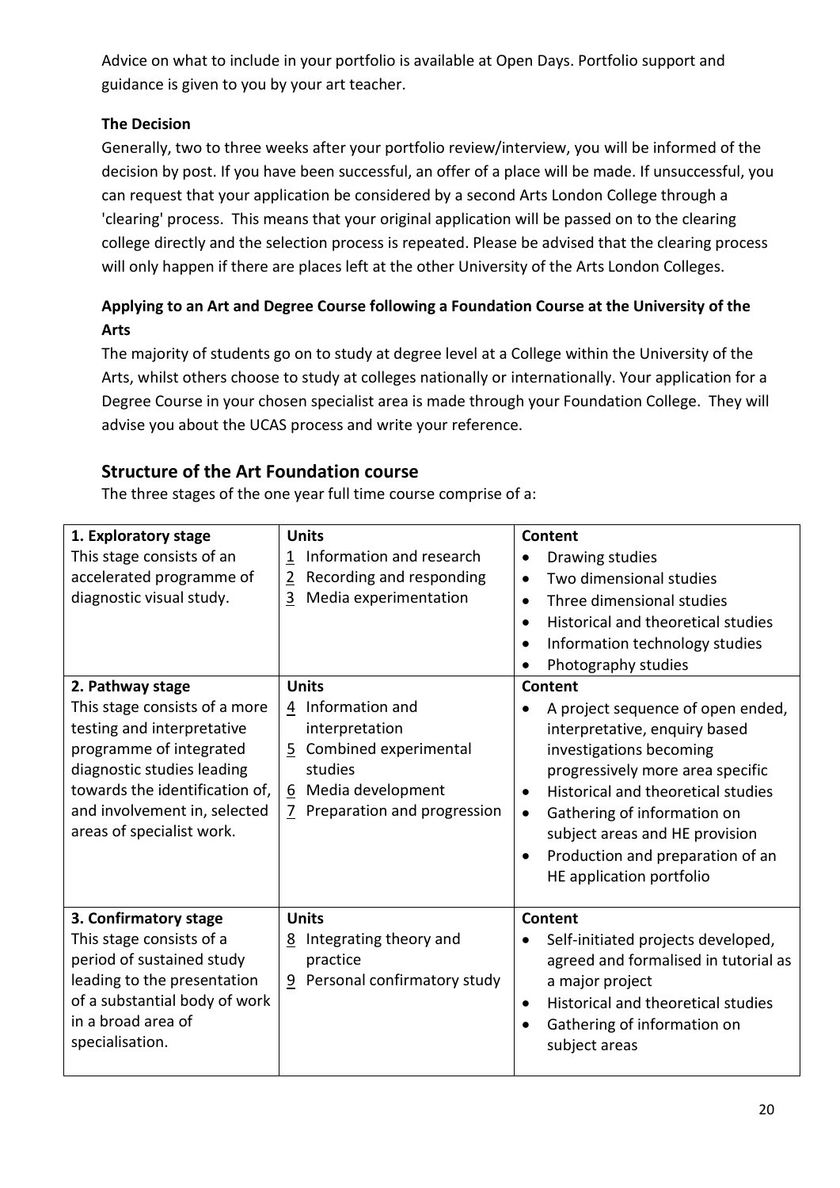Advice on what to include in your portfolio is available at Open Days. Portfolio support and guidance is given to you by your art teacher.

**The Decision**

Generally, two to three weeks after your portfolio review/interview, you will be informed of the decision by post. If you have been successful, an offer of a place will be made. If unsuccessful, you can request that your application be considered by a second Arts London College through a 'clearing' process. This means that your original application will be passed on to the clearing college directly and the selection process is repeated. Please be advised that the clearing process will only happen if there are places left at the other University of the Arts London Colleges.

**Applying to an Art and Degree Course following a Foundation Course at the University of the Arts**

The majority of students go on to study at degree level at a College within the University of the Arts, whilst others choose to study at colleges nationally or internationally. Your application for a Degree Course in your chosen specialist area is made through your Foundation College. They will advise you about the UCAS process and write your reference.

## Structure of the Art Foundation course

The three stages of the one year full time course comprise of a:

| | | |
|---|---|---|
| **1. Exploratory stage**<br>This stage consists of an accelerated programme of diagnostic visual study. | **Units**<br>1 Information and research<br>2 Recording and responding<br>3 Media experimentation | **Content**<br>• Drawing studies<br>• Two dimensional studies<br>• Three dimensional studies<br>• Historical and theoretical studies<br>• Information technology studies<br>• Photography studies |
| **2. Pathway stage**<br>This stage consists of a more testing and interpretative programme of integrated diagnostic studies leading towards the identification of, and involvement in, selected areas of specialist work. | **Units**<br>4 Information and interpretation<br>5 Combined experimental studies<br>6 Media development<br>7 Preparation and progression | **Content**<br>• A project sequence of open ended, interpretative, enquiry based investigations becoming progressively more area specific<br>• Historical and theoretical studies<br>• Gathering of information on subject areas and HE provision<br>• Production and preparation of an HE application portfolio |
| **3. Confirmatory stage**<br>This stage consists of a period of sustained study leading to the presentation of a substantial body of work in a broad area of specialisation. | **Units**<br>8 Integrating theory and practice<br>9 Personal confirmatory study | **Content**<br>• Self-initiated projects developed, agreed and formalised in tutorial as a major project<br>• Historical and theoretical studies<br>• Gathering of information on subject areas |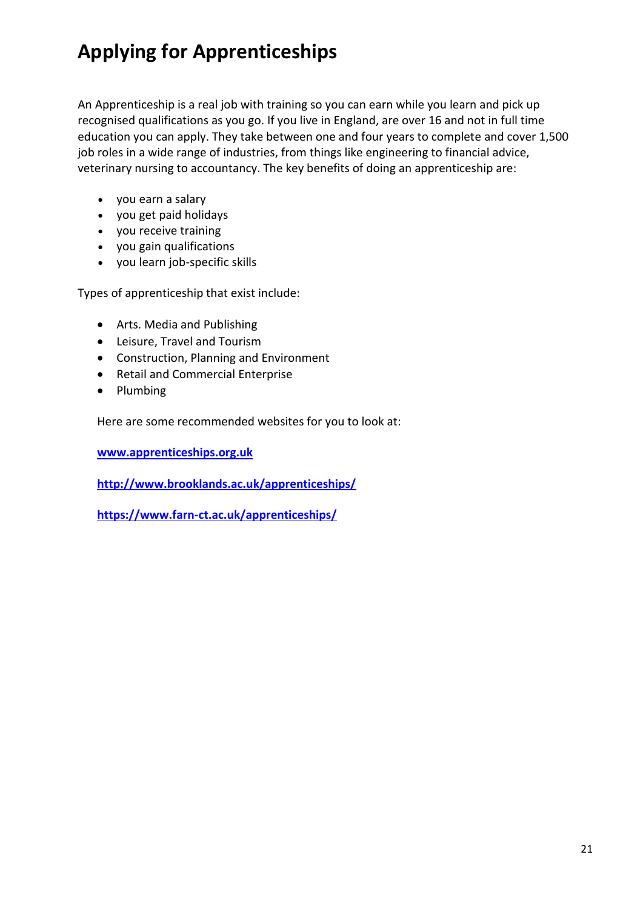# Applying for Apprenticeships

An Apprenticeship is a real job with training so you can earn while you learn and pick up recognised qualifications as you go. If you live in England, are over 16 and not in full time education you can apply. They take between one and four years to complete and cover 1,500 job roles in a wide range of industries, from things like engineering to financial advice, veterinary nursing to accountancy. The key benefits of doing an apprenticeship are:

- you earn a salary
- you get paid holidays
- you receive training
- you gain qualifications
- you learn job-specific skills

Types of apprenticeship that exist include:

- Arts. Media and Publishing
- Leisure, Travel and Tourism
- Construction, Planning and Environment
- Retail and Commercial Enterprise
- Plumbing

Here are some recommended websites for you to look at:

**www.apprenticeships.org.uk**

**http://www.brooklands.ac.uk/apprenticeships/**

**https://www.farn-ct.ac.uk/apprenticeships/**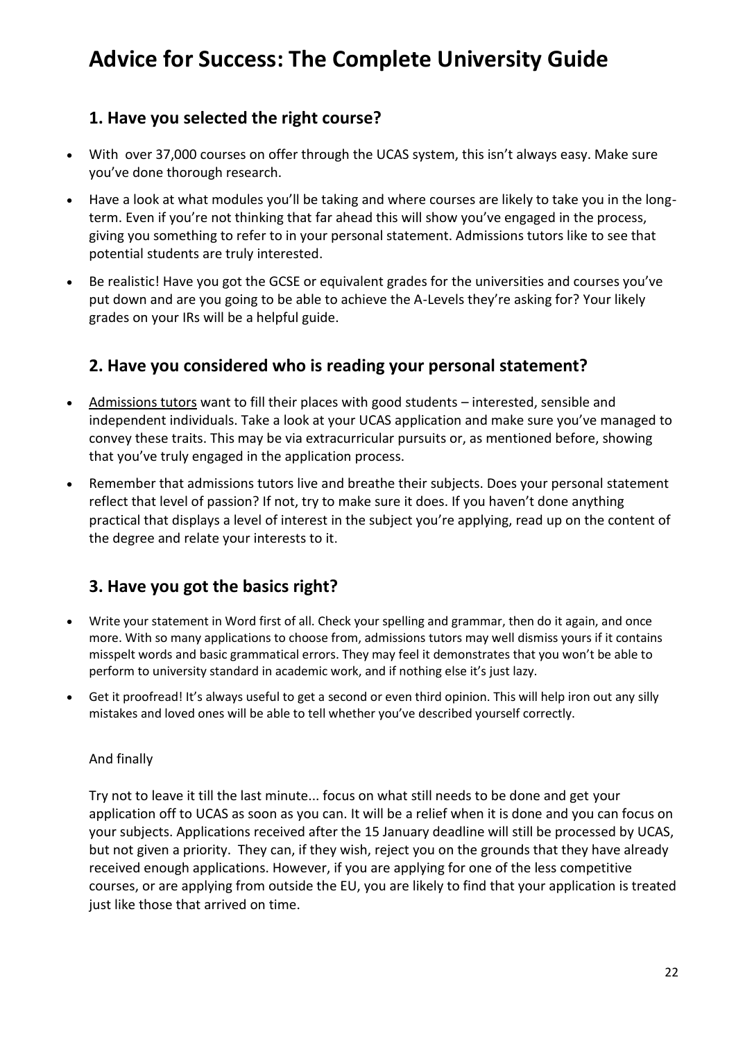# Advice for Success: The Complete University Guide

## 1. Have you selected the right course?

- With over 37,000 courses on offer through the UCAS system, this isn't always easy. Make sure you've done thorough research.
- Have a look at what modules you'll be taking and where courses are likely to take you in the long-term. Even if you're not thinking that far ahead this will show you've engaged in the process, giving you something to refer to in your personal statement. Admissions tutors like to see that potential students are truly interested.
- Be realistic! Have you got the GCSE or equivalent grades for the universities and courses you've put down and are you going to be able to achieve the A-Levels they're asking for? Your likely grades on your IRs will be a helpful guide.

## 2. Have you considered who is reading your personal statement?

- Admissions tutors want to fill their places with good students – interested, sensible and independent individuals. Take a look at your UCAS application and make sure you've managed to convey these traits. This may be via extracurricular pursuits or, as mentioned before, showing that you've truly engaged in the application process.
- Remember that admissions tutors live and breathe their subjects. Does your personal statement reflect that level of passion? If not, try to make sure it does. If you haven't done anything practical that displays a level of interest in the subject you're applying, read up on the content of the degree and relate your interests to it.

## 3. Have you got the basics right?

- Write your statement in Word first of all. Check your spelling and grammar, then do it again, and once more. With so many applications to choose from, admissions tutors may well dismiss yours if it contains misspelt words and basic grammatical errors. They may feel it demonstrates that you won't be able to perform to university standard in academic work, and if nothing else it's just lazy.
- Get it proofread! It's always useful to get a second or even third opinion. This will help iron out any silly mistakes and loved ones will be able to tell whether you've described yourself correctly.

And finally

Try not to leave it till the last minute... focus on what still needs to be done and get your application off to UCAS as soon as you can. It will be a relief when it is done and you can focus on your subjects. Applications received after the 15 January deadline will still be processed by UCAS, but not given a priority. They can, if they wish, reject you on the grounds that they have already received enough applications. However, if you are applying for one of the less competitive courses, or are applying from outside the EU, you are likely to find that your application is treated just like those that arrived on time.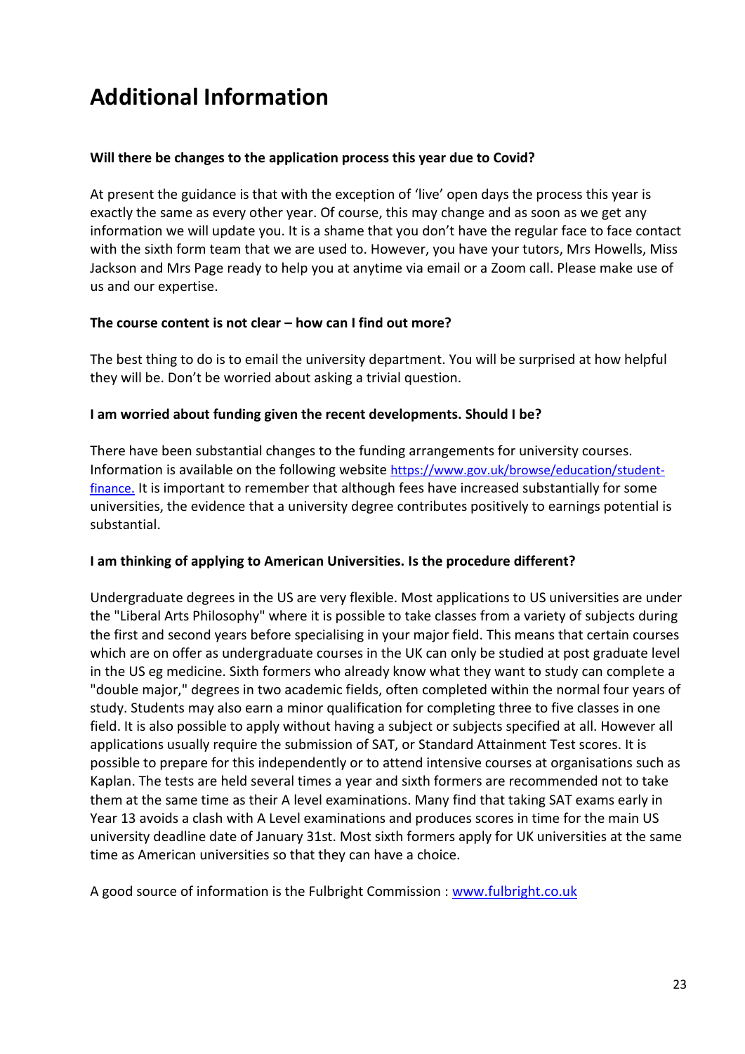# Additional Information

**Will there be changes to the application process this year due to Covid?**

At present the guidance is that with the exception of 'live' open days the process this year is exactly the same as every other year. Of course, this may change and as soon as we get any information we will update you. It is a shame that you don't have the regular face to face contact with the sixth form team that we are used to. However, you have your tutors, Mrs Howells, Miss Jackson and Mrs Page ready to help you at anytime via email or a Zoom call. Please make use of us and our expertise.

**The course content is not clear – how can I find out more?**

The best thing to do is to email the university department. You will be surprised at how helpful they will be. Don't be worried about asking a trivial question.

**I am worried about funding given the recent developments. Should I be?**

There have been substantial changes to the funding arrangements for university courses. Information is available on the following website https://www.gov.uk/browse/education/student-finance. It is important to remember that although fees have increased substantially for some universities, the evidence that a university degree contributes positively to earnings potential is substantial.

**I am thinking of applying to American Universities. Is the procedure different?**

Undergraduate degrees in the US are very flexible. Most applications to US universities are under the "Liberal Arts Philosophy" where it is possible to take classes from a variety of subjects during the first and second years before specialising in your major field. This means that certain courses which are on offer as undergraduate courses in the UK can only be studied at post graduate level in the US eg medicine. Sixth formers who already know what they want to study can complete a "double major," degrees in two academic fields, often completed within the normal four years of study. Students may also earn a minor qualification for completing three to five classes in one field. It is also possible to apply without having a subject or subjects specified at all. However all applications usually require the submission of SAT, or Standard Attainment Test scores. It is possible to prepare for this independently or to attend intensive courses at organisations such as Kaplan. The tests are held several times a year and sixth formers are recommended not to take them at the same time as their A level examinations. Many find that taking SAT exams early in Year 13 avoids a clash with A Level examinations and produces scores in time for the main US university deadline date of January 31st. Most sixth formers apply for UK universities at the same time as American universities so that they can have a choice.

A good source of information is the Fulbright Commission : www.fulbright.co.uk